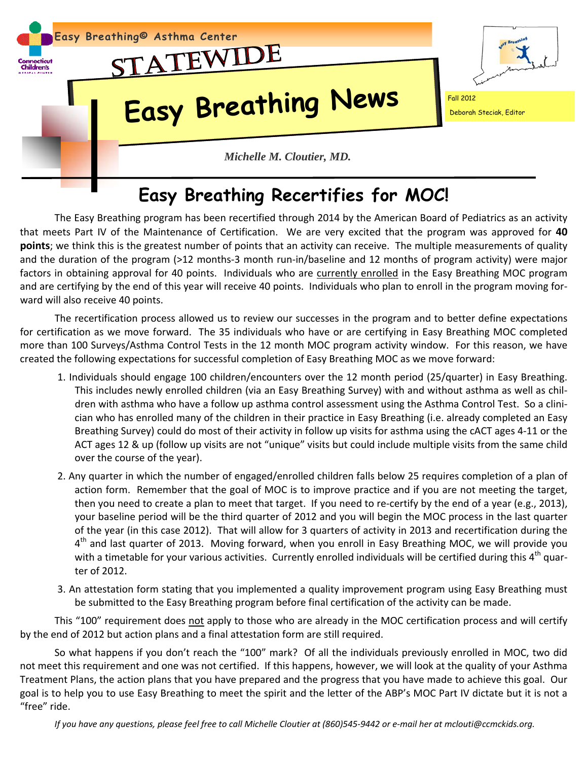Easy Breathing© Asthma Center

# STATEWIDE Easy Breathing News

Fall 2012

Deborah Steciak, Editor

*Michelle M. Cloutier, MD.*

## Easy Breathing Recertifies for MOC!

The Easy Breathing program has been recertified through 2014 by the American Board of Pediatrics as an activity that meets Part IV of the Maintenance of Certification. We are very excited that the program was approved for **40 points**; we think this is the greatest number of points that an activity can receive. The multiple measurements of quality and the duration of the program (>12 months-3 month run-in/baseline and 12 months of program activity) were major factors in obtaining approval for 40 points. Individuals who are currently enrolled in the Easy Breathing MOC program and are certifying by the end of this year will receive 40 points. Individuals who plan to enroll in the program moving forward will also receive 40 points.

The recertification process allowed us to review our successes in the program and to better define expectations for certification as we move forward. The 35 individuals who have or are certifying in Easy Breathing MOC completed more than 100 Surveys/Asthma Control Tests in the 12 month MOC program activity window. For this reason, we have created the following expectations for successful completion of Easy Breathing MOC as we move forward:

1. Individuals should engage 100 children/encounters over the 12 month period (25/quarter) in Easy Breathing. This includes newly enrolled children (via an Easy Breathing Survey) with and without asthma as well as children with asthma who have a follow up asthma control assessment using the Asthma Control Test. So a clinician who has enrolled many of the children in their practice in Easy Breathing (i.e. already completed an Easy Breathing Survey) could do most of their activity in follow up visits for asthma using the cACT ages 4-11 or the ACT ages 12 & up (follow up visits are not "unique" visits but could include multiple visits from the same child over the course of the year).
2. Any quarter in which the number of engaged/enrolled children falls below 25 requires completion of a plan of action form. Remember that the goal of MOC is to improve practice and if you are not meeting the target, then you need to create a plan to meet that target. If you need to re-certify by the end of a year (e.g., 2013), your baseline period will be the third quarter of 2012 and you will begin the MOC process in the last quarter of the year (in this case 2012). That will allow for 3 quarters of activity in 2013 and recertification during the 4th and last quarter of 2013. Moving forward, when you enroll in Easy Breathing MOC, we will provide you with a timetable for your various activities. Currently enrolled individuals will be certified during this 4th quarter of 2012.
3. An attestation form stating that you implemented a quality improvement program using Easy Breathing must be submitted to the Easy Breathing program before final certification of the activity can be made.

This "100" requirement does not apply to those who are already in the MOC certification process and will certify by the end of 2012 but action plans and a final attestation form are still required.

So what happens if you don't reach the "100" mark? Of all the individuals previously enrolled in MOC, two did not meet this requirement and one was not certified. If this happens, however, we will look at the quality of your Asthma Treatment Plans, the action plans that you have prepared and the progress that you have made to achieve this goal. Our goal is to help you to use Easy Breathing to meet the spirit and the letter of the ABP's MOC Part IV dictate but it is not a "free" ride.

*If you have any questions, please feel free to call Michelle Cloutier at (860)545-9442 or e-mail her at mclouti@ccmckids.org.*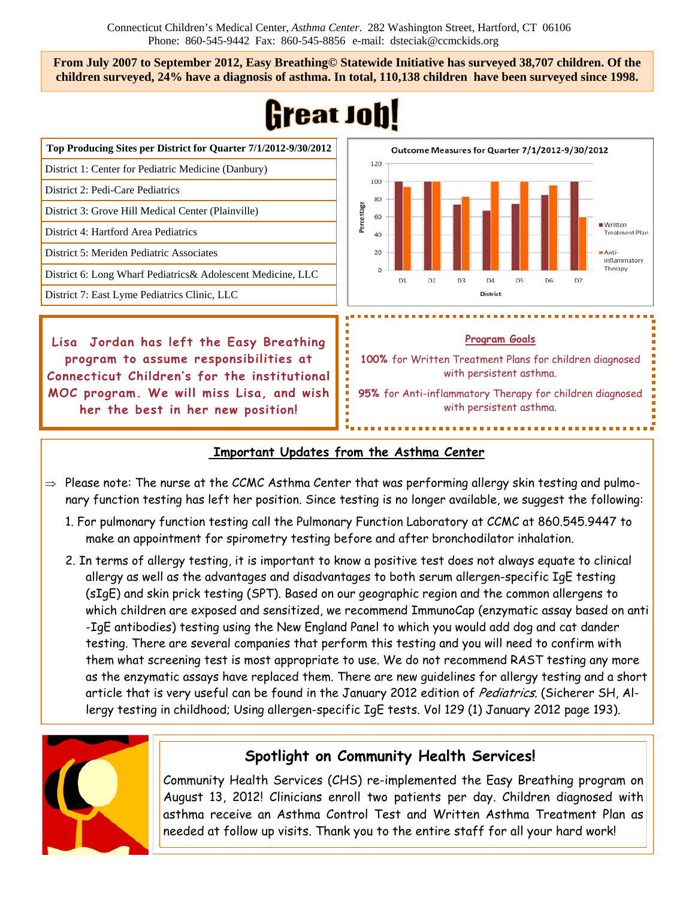Connecticut Children's Medical Center, *Asthma Center*. 282 Washington Street, Hartford, CT 06106
Phone: 860-545-9442 Fax: 860-545-8856 e-mail: dsteciak@ccmckids.org

**From July 2007 to September 2012, Easy Breathing© Statewide Initiative has surveyed 38,707 children. Of the children surveyed, 24% have a diagnosis of asthma. In total, 110,138 children have been surveyed since 1998.**

# Great Job!

| **Top Producing Sites per District for Quarter 7/1/2012-9/30/2012** |
|---|
| District 1: Center for Pediatric Medicine (Danbury) |
| District 2: Pedi-Care Pediatrics |
| District 3: Grove Hill Medical Center (Plainville) |
| District 4: Hartford Area Pediatrics |
| District 5: Meriden Pediatric Associates |
| District 6: Long Wharf Pediatrics& Adolescent Medicine, LLC |
| District 7: East Lyme Pediatrics Clinic, LLC |

Outcome Measures for Quarter 7/1/2012-9/30/2012

Percentage

120
100
80
60
40
20
0

D1 D2 D3 D4 D5 D6 D7

District

Written Treatment Plan

Anti-inflammatory Therapy

**Lisa Jordan has left the Easy Breathing program to assume responsibilities at Connecticut Children's for the institutional MOC program. We will miss Lisa, and wish her the best in her new position!**

**Program Goals**

**100%** for Written Treatment Plans for children diagnosed with persistent asthma.

**95%** for Anti-inflammatory Therapy for children diagnosed with persistent asthma.

## Important Updates from the Asthma Center

⇒ Please note: The nurse at the CCMC Asthma Center that was performing allergy skin testing and pulmonary function testing has left her position. Since testing is no longer available, we suggest the following:

1. For pulmonary function testing call the Pulmonary Function Laboratory at CCMC at 860.545.9447 to make an appointment for spirometry testing before and after bronchodilator inhalation.

2. In terms of allergy testing, it is important to know a positive test does not always equate to clinical allergy as well as the advantages and disadvantages to both serum allergen-specific IgE testing (sIgE) and skin prick testing (SPT). Based on our geographic region and the common allergens to which children are exposed and sensitized, we recommend ImmunoCap (enzymatic assay based on anti-IgE antibodies) testing using the New England Panel to which you would add dog and cat dander testing. There are several companies that perform this testing and you will need to confirm with them what screening test is most appropriate to use. We do not recommend RAST testing any more as the enzymatic assays have replaced them. There are new guidelines for allergy testing and a short article that is very useful can be found in the January 2012 edition of *Pediatrics.* (Sicherer SH, Allergy testing in childhood; Using allergen-specific IgE tests. Vol 129 (1) January 2012 page 193).

## Spotlight on Community Health Services!

Community Health Services (CHS) re-implemented the Easy Breathing program on August 13, 2012! Clinicians enroll two patients per day. Children diagnosed with asthma receive an Asthma Control Test and Written Asthma Treatment Plan as needed at follow up visits. Thank you to the entire staff for all your hard work!